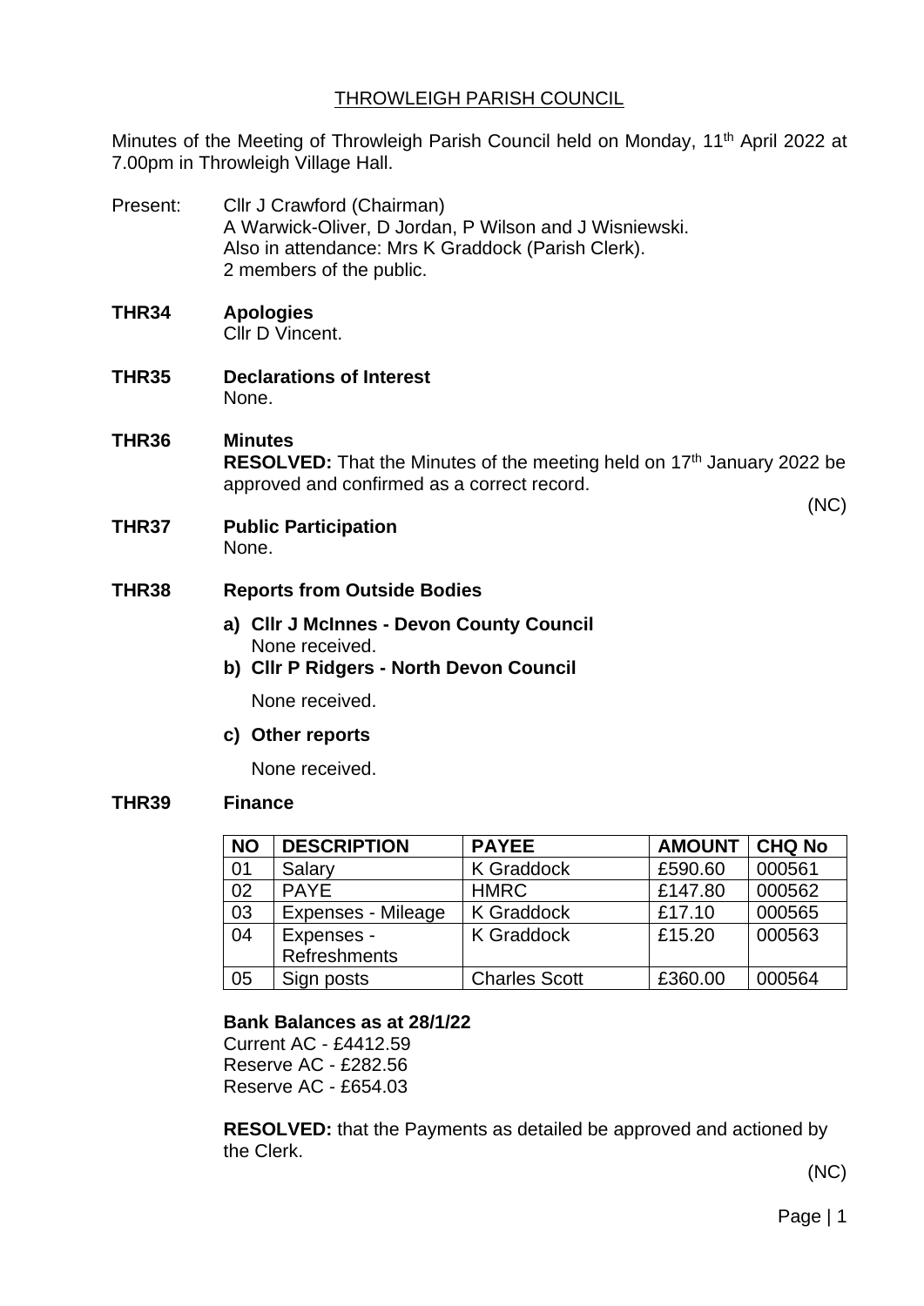# THROWLEIGH PARISH COUNCIL

Minutes of the Meeting of Throwleigh Parish Council held on Monday, 11th April 2022 at 7.00pm in Throwleigh Village Hall.

Present: Cllr J Crawford (Chairman)
A Warwick-Oliver, D Jordan, P Wilson and J Wisniewski.
Also in attendance: Mrs K Graddock (Parish Clerk).
2 members of the public.

**THR34 Apologies**

Cllr D Vincent.

**THR35 Declarations of Interest**

None.

**THR36 Minutes**

**RESOLVED:** That the Minutes of the meeting held on 17th January 2022 be approved and confirmed as a correct record.

(NC)

**THR37 Public Participation**

None.

**THR38 Reports from Outside Bodies**

**a) Cllr J McInnes - Devon County Council**

None received.

**b) Cllr P Ridgers - North Devon Council**

None received.

**c) Other reports**

None received.

**THR39 Finance**

| NO | DESCRIPTION | PAYEE | AMOUNT | CHQ No |
|---|---|---|---|---|
| 01 | Salary | K Graddock | £590.60 | 000561 |
| 02 | PAYE | HMRC | £147.80 | 000562 |
| 03 | Expenses - Mileage | K Graddock | £17.10 | 000565 |
| 04 | Expenses - Refreshments | K Graddock | £15.20 | 000563 |
| 05 | Sign posts | Charles Scott | £360.00 | 000564 |

**Bank Balances as at 28/1/22**

Current AC - £4412.59
Reserve AC - £282.56
Reserve AC - £654.03

**RESOLVED:** that the Payments as detailed be approved and actioned by the Clerk.

(NC)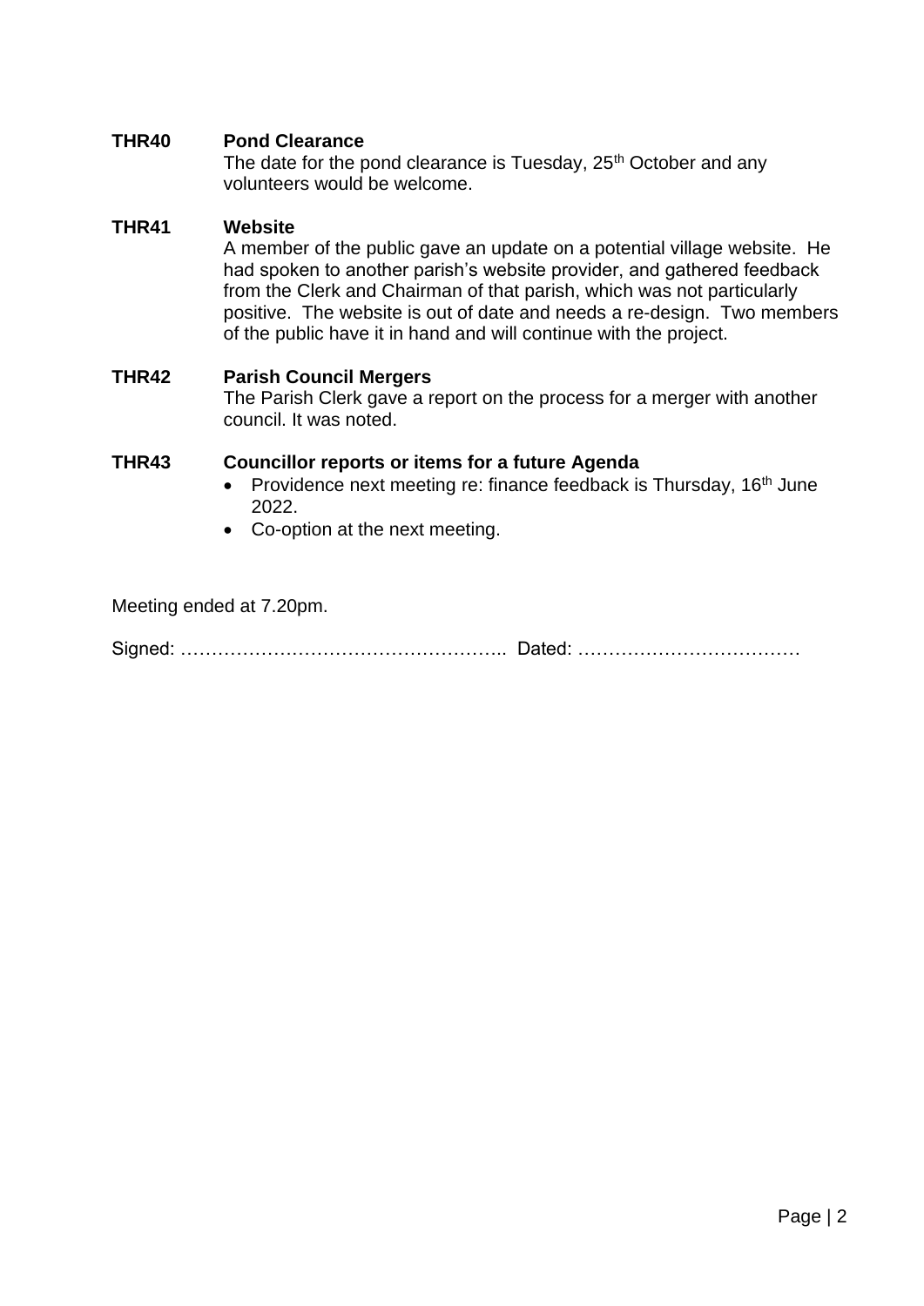**THR40 Pond Clearance**

The date for the pond clearance is Tuesday, 25th October and any volunteers would be welcome.

**THR41 Website**

A member of the public gave an update on a potential village website. He had spoken to another parish's website provider, and gathered feedback from the Clerk and Chairman of that parish, which was not particularly positive. The website is out of date and needs a re-design. Two members of the public have it in hand and will continue with the project.

**THR42 Parish Council Mergers**

The Parish Clerk gave a report on the process for a merger with another council. It was noted.

**THR43 Councillor reports or items for a future Agenda**

- Providence next meeting re: finance feedback is Thursday, 16th June 2022.
- Co-option at the next meeting.

Meeting ended at 7.20pm.

Signed: …………………………………………….. Dated: ………………………………